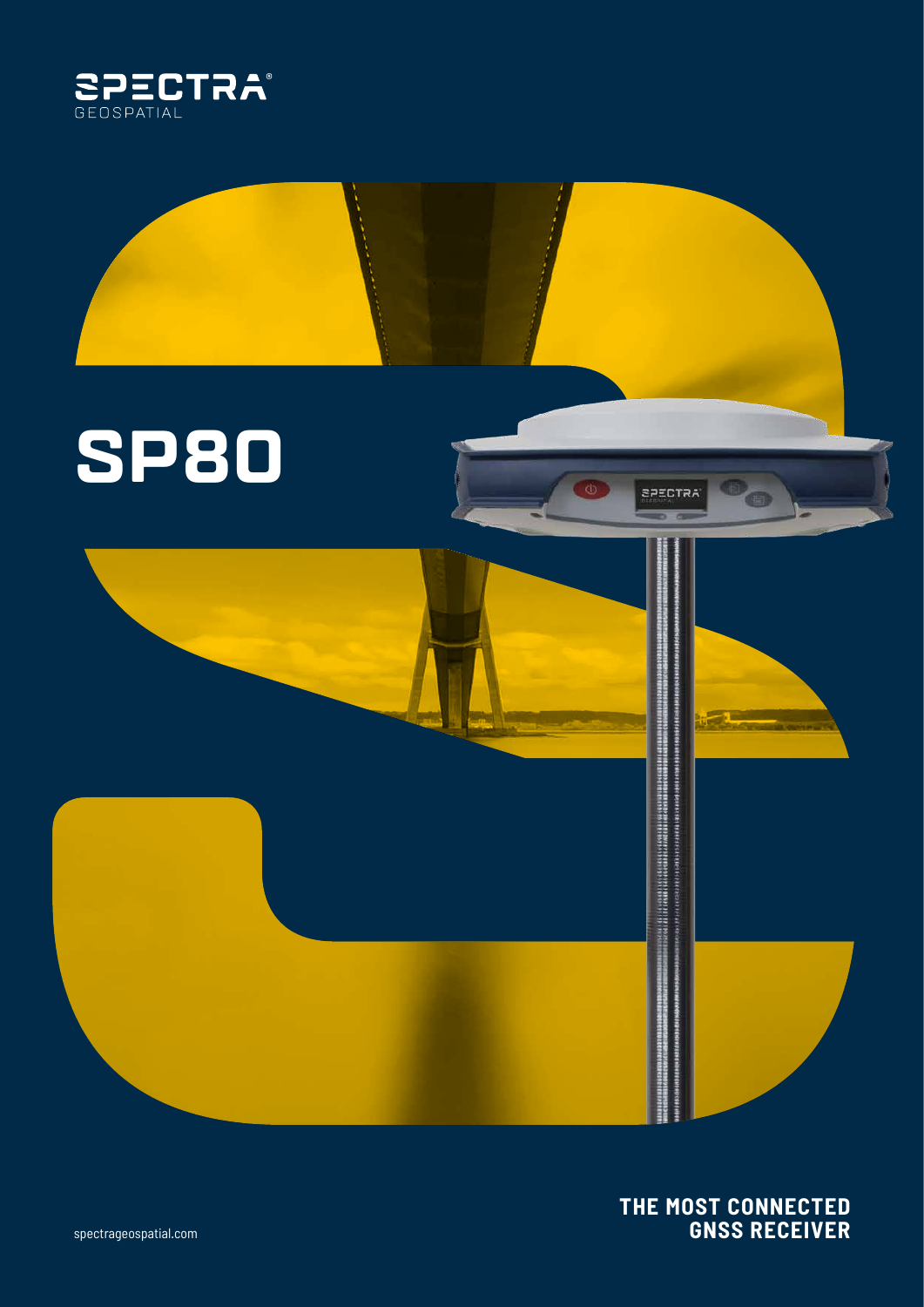SPECTRA® GEOSPATIAL

# SP80

**THE MOST CONNECTED GNSS RECEIVER**

spectrageospatial.com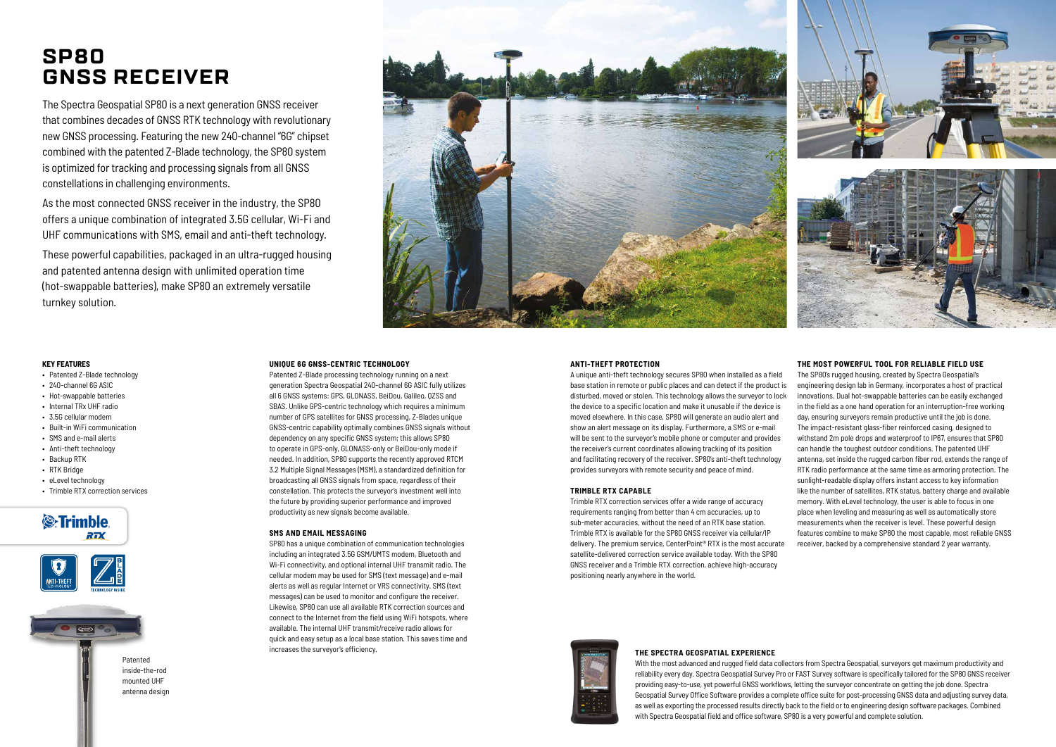# SP80 GNSS RECEIVER

The Spectra Geospatial SP80 is a next generation GNSS receiver that combines decades of GNSS RTK technology with revolutionary new GNSS processing. Featuring the new 240-channel "6G" chipset combined with the patented Z-Blade technology, the SP80 system is optimized for tracking and processing signals from all GNSS constellations in challenging environments.

As the most connected GNSS receiver in the industry, the SP80 offers a unique combination of integrated 3.5G cellular, Wi-Fi and UHF communications with SMS, email and anti-theft technology.

These powerful capabilities, packaged in an ultra-rugged housing and patented antenna design with unlimited operation time (hot-swappable batteries), make SP80 an extremely versatile turnkey solution.

#### KEY FEATURES

- Patented Z-Blade technology
- 240-channel 6G ASIC
- Hot-swappable batteries
- Internal TRx UHF radio
- 3.5G cellular modem
- Built-in WiFi communication
- SMS and e-mail alerts
- Anti-theft technology
- Backup RTK
- RTK Bridge
- eLevel technology
- Trimble RTX correction services

Patented inside-the-rod mounted UHF antenna design

#### UNIQUE 6G GNSS-CENTRIC TECHNOLOGY

Patented Z-Blade processing technology running on a next generation Spectra Geospatial 240-channel 6G ASIC fully utilizes all 6 GNSS systems: GPS, GLONASS, BeiDou, Galileo, QZSS and SBAS. Unlike GPS-centric technology which requires a minimum number of GPS satellites for GNSS processing, Z-Blades unique GNSS-centric capability optimally combines GNSS signals without dependency on any specific GNSS system; this allows SP80 to operate in GPS-only, GLONASS-only or BeiDou-only mode if needed. In addition, SP80 supports the recently approved RTCM 3.2 Multiple Signal Messages (MSM), a standardized definition for broadcasting all GNSS signals from space, regardless of their constellation. This protects the surveyor's investment well into the future by providing superior performance and improved productivity as new signals become available.

#### SMS AND EMAIL MESSAGING

SP80 has a unique combination of communication technologies including an integrated 3.5G GSM/UMTS modem, Bluetooth and Wi-Fi connectivity, and optional internal UHF transmit radio. The cellular modem may be used for SMS (text message) and e-mail alerts as well as regular Internet or VRS connectivity. SMS (text messages) can be used to monitor and configure the receiver. Likewise, SP80 can use all available RTK correction sources and connect to the Internet from the field using WiFi hotspots, where available. The internal UHF transmit/receive radio allows for quick and easy setup as a local base station. This saves time and increases the surveyor's efficiency.

#### ANTI-THEFT PROTECTION

A unique anti-theft technology secures SP80 when installed as a field base station in remote or public places and can detect if the product is disturbed, moved or stolen. This technology allows the surveyor to lock the device to a specific location and make it unusable if the device is moved elsewhere. In this case, SP80 will generate an audio alert and show an alert message on its display. Furthermore, a SMS or e-mail will be sent to the surveyor's mobile phone or computer and provides the receiver's current coordinates allowing tracking of its position and facilitating recovery of the receiver. SP80's anti-theft technology provides surveyors with remote security and peace of mind.

#### TRIMBLE RTX CAPABLE

Trimble RTX correction services offer a wide range of accuracy requirements ranging from better than 4 cm accuracies, up to sub-meter accuracies, without the need of an RTK base station. Trimble RTX is available for the SP80 GNSS receiver via cellular/IP delivery. The premium service, CenterPoint® RTX is the most accurate satellite-delivered correction service available today. With the SP80 GNSS receiver and a Trimble RTX correction, achieve high-accuracy positioning nearly anywhere in the world.

#### THE MOST POWERFUL TOOL FOR RELIABLE FIELD USE

The SP80's rugged housing, created by Spectra Geospatial's engineering design lab in Germany, incorporates a host of practical innovations. Dual hot-swappable batteries can be easily exchanged in the field as a one hand operation for an interruption-free working day, ensuring surveyors remain productive until the job is done. The impact-resistant glass-fiber reinforced casing, designed to withstand 2m pole drops and waterproof to IP67, ensures that SP80 can handle the toughest outdoor conditions. The patented UHF antenna, set inside the rugged carbon fiber rod, extends the range of RTK radio performance at the same time as armoring protection. The sunlight-readable display offers instant access to key information like the number of satellites, RTK status, battery charge and available memory. With eLevel technology, the user is able to focus in one place when leveling and measuring as well as automatically store measurements when the receiver is level. These powerful design features combine to make SP80 the most capable, most reliable GNSS receiver, backed by a comprehensive standard 2 year warranty.

#### THE SPECTRA GEOSPATIAL EXPERIENCE

With the most advanced and rugged field data collectors from Spectra Geospatial, surveyors get maximum productivity and reliability every day. Spectra Geospatial Survey Pro or FAST Survey software is specifically tailored for the SP80 GNSS receiver providing easy-to-use, yet powerful GNSS workflows, letting the surveyor concentrate on getting the job done. Spectra Geospatial Survey Office Software provides a complete office suite for post-processing GNSS data and adjusting survey data, as well as exporting the processed results directly back to the field or to engineering design software packages. Combined with Spectra Geospatial field and office software, SP80 is a very powerful and complete solution.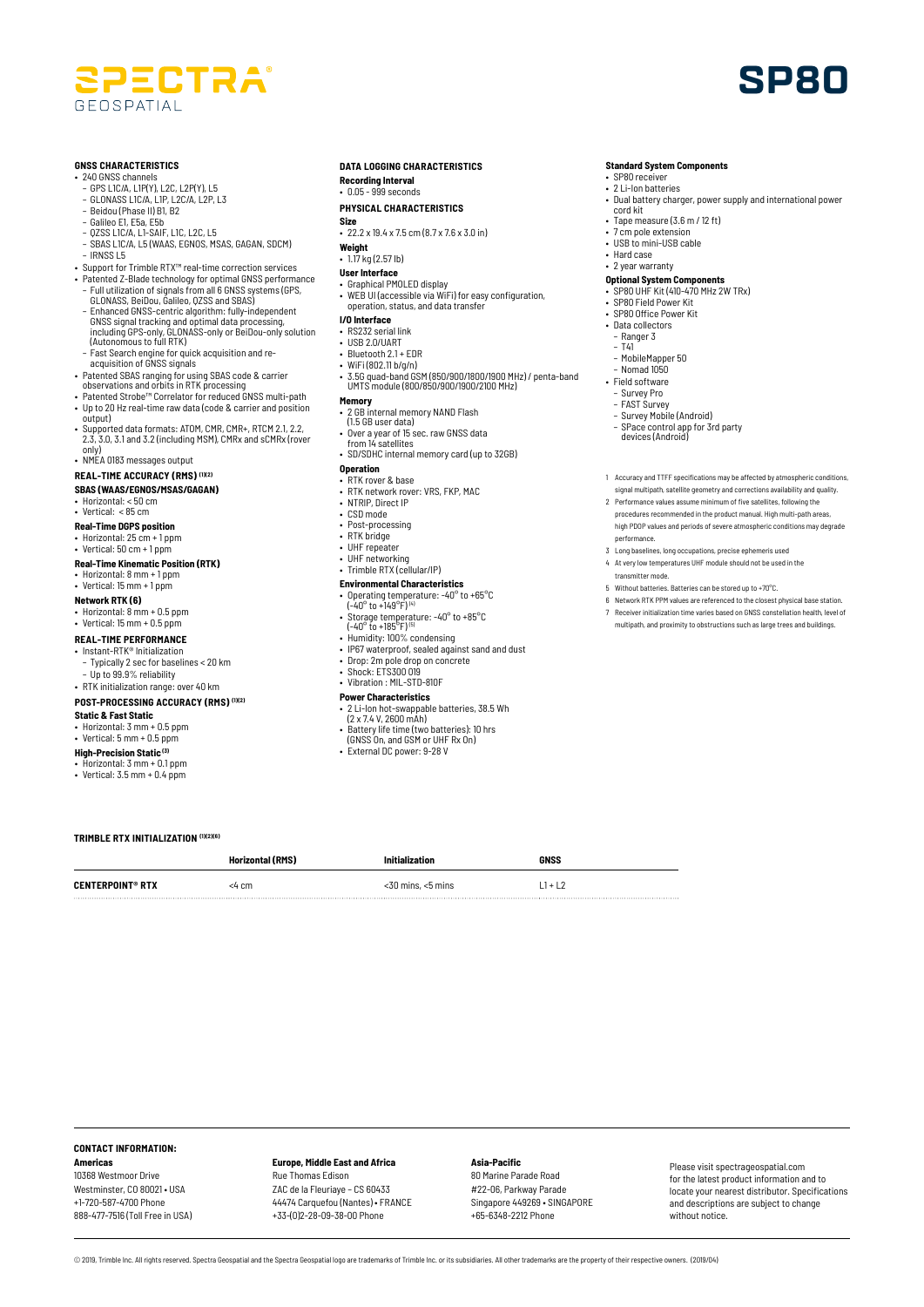# SPECTRA GEOSPATIAL

# SP80

## GNSS CHARACTERISTICS

- 240 GNSS channels
  - GPS L1C/A, L1P(Y), L2C, L2P(Y), L5
  - GLONASS L1C/A, L1P, L2C/A, L2P, L3
  - Beidou (Phase II) B1, B2
  - Galileo E1, E5a, E5b
  - QZSS L1C/A, L1-SAIF, L1C, L2C, L5
  - SBAS L1C/A, L5 (WAAS, EGNOS, MSAS, GAGAN, SDCM)
  - IRNSS L5
- Support for Trimble RTX™ real-time correction services
- Patented Z-Blade technology for optimal GNSS performance
  - Full utilization of signals from all 6 GNSS systems (GPS, GLONASS, BeiDou, Galileo, QZSS and SBAS)
  - Enhanced GNSS-centric algorithm: fully-independent GNSS signal tracking and optimal data processing, including GPS-only, GLONASS-only or BeiDou-only solution (Autonomous to full RTK)
  - Fast Search engine for quick acquisition and re-acquisition of GNSS signals
- Patented SBAS ranging for using SBAS code & carrier observations and orbits in RTK processing
- Patented Strobe™ Correlator for reduced GNSS multi-path
- Up to 20 Hz real-time raw data (code & carrier and position output)
- Supported data formats: ATOM, CMR, CMR+, RTCM 2.1, 2.2, 2.3, 3.0, 3.1 and 3.2 (including MSM), CMRx and sCMRx (rover only)
- NMEA 0183 messages output

## REAL-TIME ACCURACY (RMS) [1][2]

### SBAS (WAAS/EGNOS/MSAS/GAGAN)

- Horizontal: < 50 cm
- Vertical: < 85 cm

### Real-Time DGPS position

- Horizontal: 25 cm + 1 ppm
- Vertical: 50 cm + 1 ppm

### Real-Time Kinematic Position (RTK)

- Horizontal: 8 mm + 1 ppm
- Vertical: 15 mm + 1 ppm

### Network RTK (6)

- Horizontal: 8 mm + 0.5 ppm
- Vertical: 15 mm + 0.5 ppm

## REAL-TIME PERFORMANCE

- Instant-RTK® Initialization
  - Typically 2 sec for baselines < 20 km
  - Up to 99.9% reliability
- RTK initialization range: over 40 km

## POST-PROCESSING ACCURACY (RMS) [1][2]

### Static & Fast Static

- Horizontal: 3 mm + 0.5 ppm
- Vertical: 5 mm + 0.5 ppm

### High-Precision Static [3]

- Horizontal: 3 mm + 0.1 ppm
- Vertical: 3.5 mm + 0.4 ppm

## DATA LOGGING CHARACTERISTICS

### Recording Interval

- 0.05 - 999 seconds

## PHYSICAL CHARACTERISTICS

### Size

- 22.2 x 19.4 x 7.5 cm (8.7 x 7.6 x 3.0 in)

### Weight

- 1.17 kg (2.57 lb)

### User Interface

- Graphical PMOLED display
- WEB UI (accessible via WiFi) for easy configuration, operation, status, and data transfer

### I/O Interface

- RS232 serial link
- USB 2.0/UART
- Bluetooth 2.1 + EDR
- WiFi (802.11 b/g/n)
- 3.5G quad-band GSM (850/900/1800/1900 MHz) / penta-band UMTS module (800/850/900/1900/2100 MHz)

### Memory

- 2 GB internal memory NAND Flash (1.5 GB user data)
- Over a year of 15 sec. raw GNSS data from 14 satellites
- SD/SDHC internal memory card (up to 32GB)

### Operation

- RTK rover & base
- RTK network rover: VRS, FKP, MAC
- NTRIP, Direct IP
- CSD mode
- Post-processing
- RTK bridge
- UHF repeater
- UHF networking
- Trimble RTX (cellular/IP)

### Environmental Characteristics

- Operating temperature: -40° to +65°C (-40° to +149°F) [4]
- Storage temperature: -40° to +85°C (-40° to +185°F) [5]
- Humidity: 100% condensing
- IP67 waterproof, sealed against sand and dust
- Drop: 2m pole drop on concrete
- Shock: ETS300 019
- Vibration : MIL-STD-810F

### Power Characteristics

- 2 Li-Ion hot-swappable batteries, 38.5 Wh (2 x 7.4 V, 2600 mAh)
- Battery life time (two batteries): 10 hrs (GNSS On, and GSM or UHF Rx On)
- External DC power: 9-28 V

### Standard System Components

- SP80 receiver
- 2 Li-Ion batteries
- Dual battery charger, power supply and international power cord kit
- Tape measure (3.6 m / 12 ft)
- 7 cm pole extension
- USB to mini-USB cable
- Hard case
- 2 year warranty

### Optional System Components

- SP80 UHF Kit (410-470 MHz 2W TRx)
- SP80 Field Power Kit
- SP80 Office Power Kit
- Data collectors
  - Ranger 3
  - T41
  - MobileMapper 50
  - Nomad 1050
- Field software
  - Survey Pro
  - FAST Survey
  - Survey Mobile (Android)
  - SPace control app for 3rd party devices (Android)

1. Accuracy and TTFF specifications may be affected by atmospheric conditions, signal multipath, satellite geometry and corrections availability and quality.
2. Performance values assume minimum of five satellites, following the procedures recommended in the product manual. High multi-path areas, high PDOP values and periods of severe atmospheric conditions may degrade performance.
3. Long baselines, long occupations, precise ephemeris used
4. At very low temperatures UHF module should not be used in the transmitter mode.
5. Without batteries. Batteries can be stored up to +70°C.
6. Network RTK PPM values are referenced to the closest physical base station.
7. Receiver initialization time varies based on GNSS constellation health, level of multipath, and proximity to obstructions such as large trees and buildings.

## TRIMBLE RTX INITIALIZATION [1][2][6]

| | Horizontal (RMS) | Initialization | GNSS |
|---|---|---|---|
| CENTERPOINT® RTX | <4 cm | <30 mins, <5 mins | L1 + L2 |

## CONTACT INFORMATION:

**Americas**
10368 Westmoor Drive
Westminster, CO 80021 • USA
+1-720-587-4700 Phone
888-477-7516 (Toll Free in USA)

**Europe, Middle East and Africa**
Rue Thomas Edison
ZAC de la Fleuriaye - CS 60433
44474 Carquefou (Nantes) • FRANCE
+33-(0)2-28-09-38-00 Phone

**Asia-Pacific**
80 Marine Parade Road
#22-06, Parkway Parade
Singapore 449269 • SINGAPORE
+65-6348-2212 Phone

Please visit spectrageospatial.com for the latest product information and to locate your nearest distributor. Specifications and descriptions are subject to change without notice.

© 2019, Trimble Inc. All rights reserved. Spectra Geospatial and the Spectra Geospatial logo are trademarks of Trimble Inc. or its subsidiaries. All other trademarks are the property of their respective owners. (2019/04)